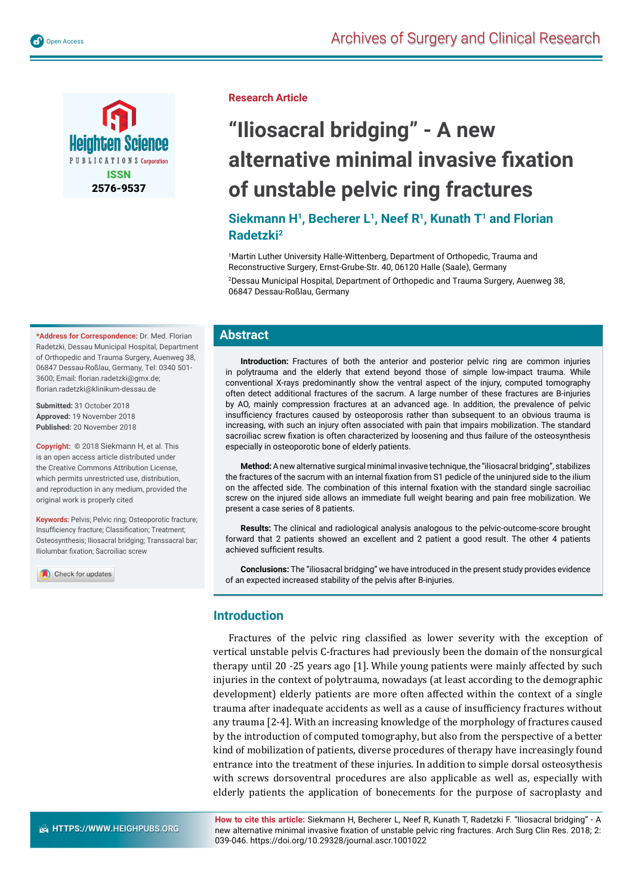Research Article

# "Iliosacral bridging" - A new alternative minimal invasive fixation of unstable pelvic ring fractures

**Siekmann H[1], Becherer L[1], Neef R[1], Kunath T[1] and Florian Radetzki[2]**

[1]Martin Luther University Halle-Wittenberg, Department of Orthopedic, Trauma and Reconstructive Surgery, Ernst-Grube-Str. 40, 06120 Halle (Saale), Germany

[2]Dessau Municipal Hospital, Department of Orthopedic and Trauma Surgery, Auenweg 38, 06847 Dessau-Roßlau, Germany

**\*Address for Correspondence:** Dr. Med. Florian Radetzki, Dessau Municipal Hospital, Department of Orthopedic and Trauma Surgery, Auenweg 38, 06847 Dessau-Roßlau, Germany, Tel: 0340 501-3600; Email: florian.radetzki@gmx.de; florian.radetzki@klinikum-dessau.de

**Submitted:** 31 October 2018
**Approved:** 19 November 2018
**Published:** 20 November 2018

**Copyright:** © 2018 Siekmann H, et al. This is an open access article distributed under the Creative Commons Attribution License, which permits unrestricted use, distribution, and reproduction in any medium, provided the original work is properly cited

**Keywords:** Pelvis; Pelvic ring; Osteoporotic fracture; Insufficiency fracture; Classification; Treatment; Osteosynthesis; Iliosacral bridging; Transsacral bar; Iliolumbar fixation; Sacroiliac screw

## Abstract

**Introduction:** Fractures of both the anterior and posterior pelvic ring are common injuries in polytrauma and the elderly that extend beyond those of simple low-impact trauma. While conventional X-rays predominantly show the ventral aspect of the injury, computed tomography often detect additional fractures of the sacrum. A large number of these fractures are B-injuries by AO, mainly compression fractures at an advanced age. In addition, the prevalence of pelvic insufficiency fractures caused by osteoporosis rather than subsequent to an obvious trauma is increasing, with such an injury often associated with pain that impairs mobilization. The standard sacroiliac screw fixation is often characterized by loosening and thus failure of the osteosynthesis especially in osteoporotic bone of elderly patients.

**Method:** A new alternative surgical minimal invasive technique, the "iliosacral bridging", stabilizes the fractures of the sacrum with an internal fixation from S1 pedicle of the uninjured side to the ilium on the affected side. The combination of this internal fixation with the standard single sacroiliac screw on the injured side allows an immediate full weight bearing and pain free mobilization. We present a case series of 8 patients.

**Results:** The clinical and radiological analysis analogous to the pelvic-outcome-score brought forward that 2 patients showed an excellent and 2 patient a good result. The other 4 patients achieved sufficient results.

**Conclusions:** The "iliosacral bridging" we have introduced in the present study provides evidence of an expected increased stability of the pelvis after B-injuries.

## Introduction

Fractures of the pelvic ring classified as lower severity with the exception of vertical unstable pelvis C-fractures had previously been the domain of the nonsurgical therapy until 20 -25 years ago [1]. While young patients were mainly affected by such injuries in the context of polytrauma, nowadays (at least according to the demographic development) elderly patients are more often affected within the context of a single trauma after inadequate accidents as well as a cause of insufficiency fractures without any trauma [2-4]. With an increasing knowledge of the morphology of fractures caused by the introduction of computed tomography, but also from the perspective of a better kind of mobilization of patients, diverse procedures of therapy have increasingly found entrance into the treatment of these injuries. In addition to simple dorsal osteosythesis with screws dorsoventral procedures are also applicable as well as, especially with elderly patients the application of bonecements for the purpose of sacroplasty and

**How to cite this article:** Siekmann H, Becherer L, Neef R, Kunath T, Radetzki F. "Iliosacral bridging" - A new alternative minimal invasive fixation of unstable pelvic ring fractures. Arch Surg Clin Res. 2018; 2: 039-046. https://doi.org/10.29328/journal.ascr.1001022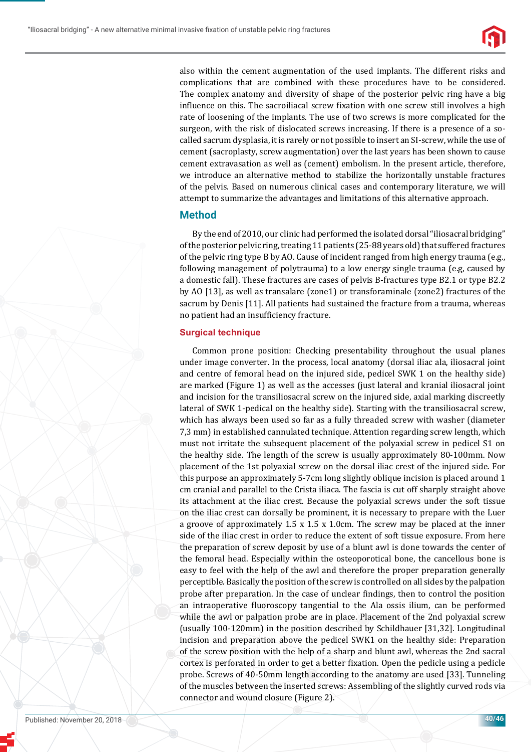also within the cement augmentation of the used implants. The different risks and complications that are combined with these procedures have to be considered. The complex anatomy and diversity of shape of the posterior pelvic ring have a big influence on this. The sacroiliacal screw fixation with one screw still involves a high rate of loosening of the implants. The use of two screws is more complicated for the surgeon, with the risk of dislocated screws increasing. If there is a presence of a so-called sacrum dysplasia, it is rarely or not possible to insert an SI-screw, while the use of cement (sacroplasty, screw augmentation) over the last years has been shown to cause cement extravasation as well as (cement) embolism. In the present article, therefore, we introduce an alternative method to stabilize the horizontally unstable fractures of the pelvis. Based on numerous clinical cases and contemporary literature, we will attempt to summarize the advantages and limitations of this alternative approach.

## Method

By the end of 2010, our clinic had performed the isolated dorsal "iliosacral bridging" of the posterior pelvic ring, treating 11 patients (25-88 years old) that suffered fractures of the pelvic ring type B by AO. Cause of incident ranged from high energy trauma (e.g., following management of polytrauma) to a low energy single trauma (e.g, caused by a domestic fall). These fractures are cases of pelvis B-fractures type B2.1 or type B2.2 by AO [13], as well as transalare (zone1) or transforaminale (zone2) fractures of the sacrum by Denis [11]. All patients had sustained the fracture from a trauma, whereas no patient had an insufficiency fracture.

### Surgical technique

Common prone position: Checking presentability throughout the usual planes under image converter. In the process, local anatomy (dorsal iliac ala, iliosacral joint and centre of femoral head on the injured side, pedicel SWK 1 on the healthy side) are marked (Figure 1) as well as the accesses (just lateral and kranial iliosacral joint and incision for the transiliosacral screw on the injured side, axial marking discreetly lateral of SWK 1-pedical on the healthy side). Starting with the transiliosacral screw, which has always been used so far as a fully threaded screw with washer (diameter 7,3 mm) in established cannulated technique. Attention regarding screw length, which must not irritate the subsequent placement of the polyaxial screw in pedicel S1 on the healthy side. The length of the screw is usually approximately 80-100mm. Now placement of the 1st polyaxial screw on the dorsal iliac crest of the injured side. For this purpose an approximately 5-7cm long slightly oblique incision is placed around 1 cm cranial and parallel to the Crista iliaca. The fascia is cut off sharply straight above its attachment at the iliac crest. Because the polyaxial screws under the soft tissue on the iliac crest can dorsally be prominent, it is necessary to prepare with the Luer a groove of approximately 1.5 x 1.5 x 1.0cm. The screw may be placed at the inner side of the iliac crest in order to reduce the extent of soft tissue exposure. From here the preparation of screw deposit by use of a blunt awl is done towards the center of the femoral head. Especially within the osteoporotical bone, the cancellous bone is easy to feel with the help of the awl and therefore the proper preparation generally perceptible. Basically the position of the screw is controlled on all sides by the palpation probe after preparation. In the case of unclear findings, then to control the position an intraoperative fluoroscopy tangential to the Ala ossis ilium, can be performed while the awl or palpation probe are in place. Placement of the 2nd polyaxial screw (usually 100-120mm) in the position described by Schildhauer [31,32]. Longitudinal incision and preparation above the pedicel SWK1 on the healthy side: Preparation of the screw position with the help of a sharp and blunt awl, whereas the 2nd sacral cortex is perforated in order to get a better fixation. Open the pedicle using a pedicle probe. Screws of 40-50mm length according to the anatomy are used [33]. Tunneling of the muscles between the inserted screws: Assembling of the slightly curved rods via connector and wound closure (Figure 2).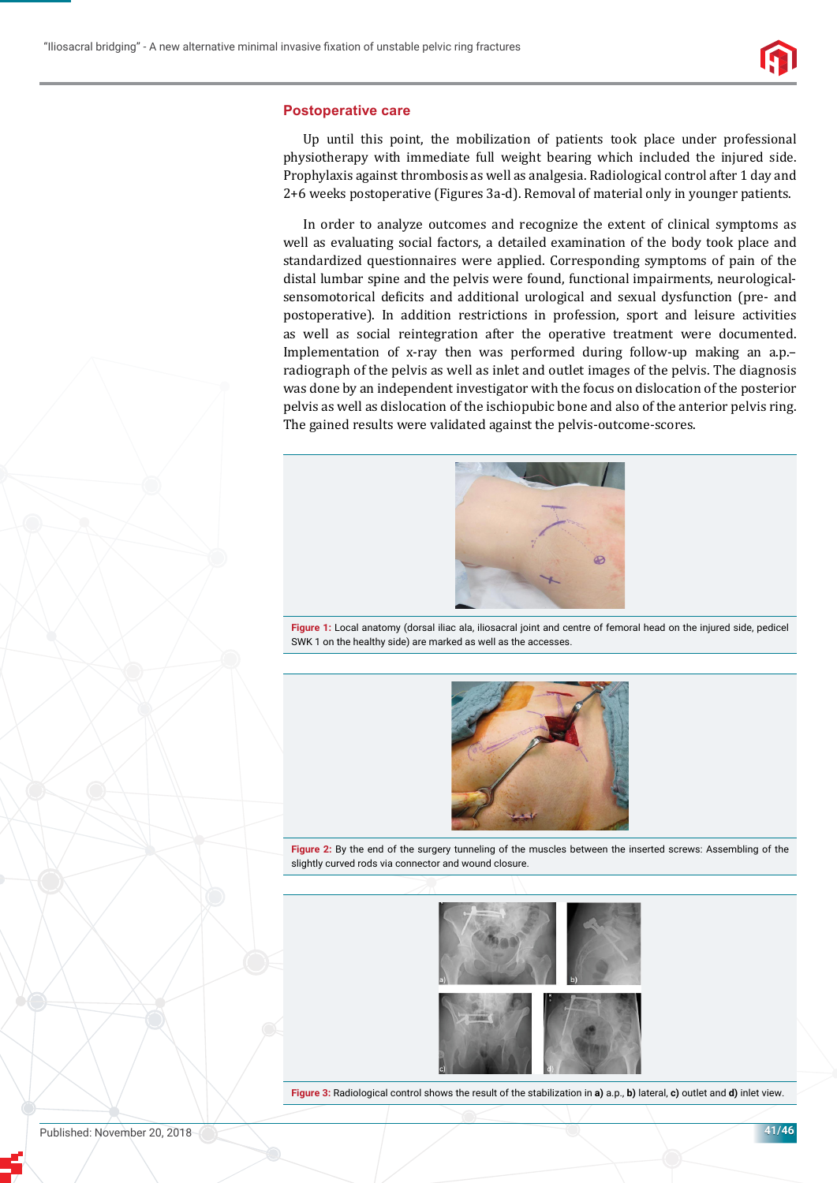## Postoperative care

Up until this point, the mobilization of patients took place under professional physiotherapy with immediate full weight bearing which included the injured side. Prophylaxis against thrombosis as well as analgesia. Radiological control after 1 day and 2+6 weeks postoperative (Figures 3a-d). Removal of material only in younger patients.

In order to analyze outcomes and recognize the extent of clinical symptoms as well as evaluating social factors, a detailed examination of the body took place and standardized questionnaires were applied. Corresponding symptoms of pain of the distal lumbar spine and the pelvis were found, functional impairments, neurological-sensomotorical deficits and additional urological and sexual dysfunction (pre- and postoperative). In addition restrictions in profession, sport and leisure activities as well as social reintegration after the operative treatment were documented. Implementation of x-ray then was performed during follow-up making an a.p.–radiograph of the pelvis as well as inlet and outlet images of the pelvis. The diagnosis was done by an independent investigator with the focus on dislocation of the posterior pelvis as well as dislocation of the ischiopubic bone and also of the anterior pelvis ring. The gained results were validated against the pelvis-outcome-scores.

**Figure 1:** Local anatomy (dorsal iliac ala, iliosacral joint and centre of femoral head on the injured side, pedicel SWK 1 on the healthy side) are marked as well as the accesses.

**Figure 2:** By the end of the surgery tunneling of the muscles between the inserted screws: Assembling of the slightly curved rods via connector and wound closure.

**Figure 3:** Radiological control shows the result of the stabilization in **a)** a.p., **b)** lateral, **c)** outlet and **d)** inlet view.

Published: November 20, 2018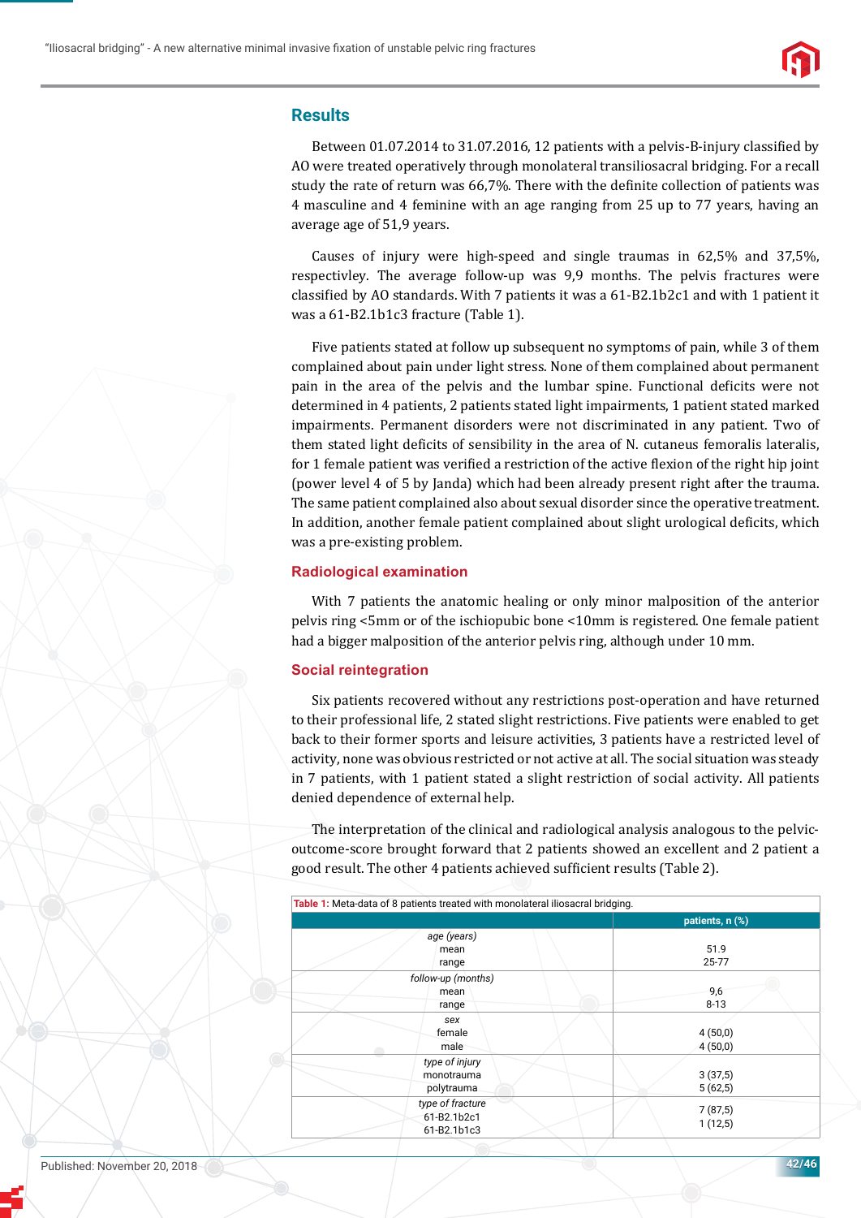## Results

Between 01.07.2014 to 31.07.2016, 12 patients with a pelvis-B-injury classified by AO were treated operatively through monolateral transiliosacral bridging. For a recall study the rate of return was 66,7%. There with the definite collection of patients was 4 masculine and 4 feminine with an age ranging from 25 up to 77 years, having an average age of 51,9 years.

Causes of injury were high-speed and single traumas in 62,5% and 37,5%, respectivley. The average follow-up was 9,9 months. The pelvis fractures were classified by AO standards. With 7 patients it was a 61-B2.1b2c1 and with 1 patient it was a 61-B2.1b1c3 fracture (Table 1).

Five patients stated at follow up subsequent no symptoms of pain, while 3 of them complained about pain under light stress. None of them complained about permanent pain in the area of the pelvis and the lumbar spine. Functional deficits were not determined in 4 patients, 2 patients stated light impairments, 1 patient stated marked impairments. Permanent disorders were not discriminated in any patient. Two of them stated light deficits of sensibility in the area of N. cutaneus femoralis lateralis, for 1 female patient was verified a restriction of the active flexion of the right hip joint (power level 4 of 5 by Janda) which had been already present right after the trauma. The same patient complained also about sexual disorder since the operative treatment. In addition, another female patient complained about slight urological deficits, which was a pre-existing problem.

### Radiological examination

With 7 patients the anatomic healing or only minor malposition of the anterior pelvis ring <5mm or of the ischiopubic bone <10mm is registered. One female patient had a bigger malposition of the anterior pelvis ring, although under 10 mm.

### Social reintegration

Six patients recovered without any restrictions post-operation and have returned to their professional life, 2 stated slight restrictions. Five patients were enabled to get back to their former sports and leisure activities, 3 patients have a restricted level of activity, none was obvious restricted or not active at all. The social situation was steady in 7 patients, with 1 patient stated a slight restriction of social activity. All patients denied dependence of external help.

The interpretation of the clinical and radiological analysis analogous to the pelvic-outcome-score brought forward that 2 patients showed an excellent and 2 patient a good result. The other 4 patients achieved sufficient results (Table 2).

**Table 1:** Meta-data of 8 patients treated with monolateral iliosacral bridging.

| | patients, n (%) |
|---|---|
| *age (years)* | |
| mean | 51.9 |
| range | 25-77 |
| *follow-up (months)* | |
| mean | 9,6 |
| range | 8-13 |
| *sex* | |
| female | 4 (50,0) |
| male | 4 (50,0) |
| *type of injury* | |
| monotrauma | 3 (37,5) |
| polytrauma | 5 (62,5) |
| *type of fracture* | |
| 61-B2.1b2c1 | 7 (87,5) |
| 61-B2.1b1c3 | 1 (12,5) |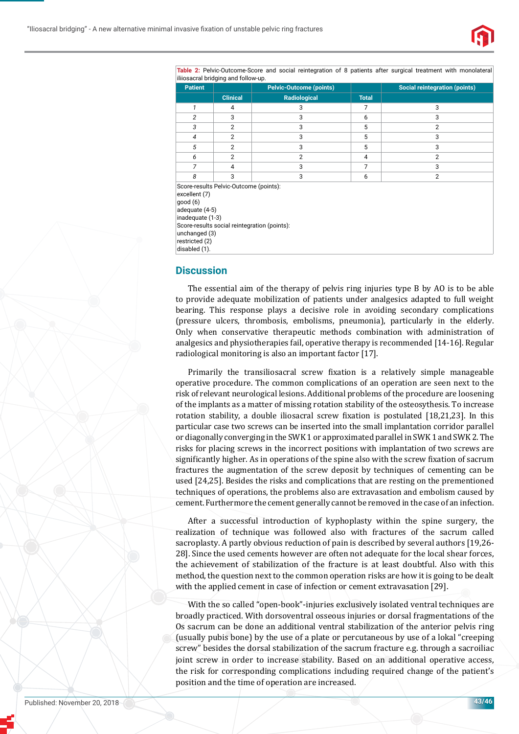**Table 2:** Pelvic-Outcome-Score and social reintegration of 8 patients after surgical treatment with monolateral iliiosacral bridging and follow-up.

| Patient | Pelvic-Outcome (points) | | | Social reintegration (points) |
|---|---|---|---|---|
| | Clinical | Radiological | Total | |
| *1* | 4 | 3 | 7 | 3 |
| *2* | 3 | 3 | 6 | 3 |
| *3* | 2 | 3 | 5 | 2 |
| *4* | 2 | 3 | 5 | 3 |
| *5* | 2 | 3 | 5 | 3 |
| *6* | 2 | 2 | 4 | 2 |
| *7* | 4 | 3 | 7 | 3 |
| *8* | 3 | 3 | 6 | 2 |

Score-results Pelvic-Outcome (points):
excellent (7)
good (6)
adequate (4-5)
inadequate (1-3)
Score-results social reintegration (points):
unchanged (3)
restricted (2)
disabled (1).

## Discussion

The essential aim of the therapy of pelvis ring injuries type B by AO is to be able to provide adequate mobilization of patients under analgesics adapted to full weight bearing. This response plays a decisive role in avoiding secondary complications (pressure ulcers, thrombosis, embolisms, pneumonia), particularly in the elderly. Only when conservative therapeutic methods combination with administration of analgesics and physiotherapies fail, operative therapy is recommended [14-16]. Regular radiological monitoring is also an important factor [17].

Primarily the transiliosacral screw fixation is a relatively simple manageable operative procedure. The common complications of an operation are seen next to the risk of relevant neurological lesions. Additional problems of the procedure are loosening of the implants as a matter of missing rotation stability of the osteosynthesis. To increase rotation stability, a double iliosacral screw fixation is postulated [18,21,23]. In this particular case two screws can be inserted into the small implantation corridor parallel or diagonally converging in the SWK 1 or approximated parallel in SWK 1 and SWK 2. The risks for placing screws in the incorrect positions with implantation of two screws are significantly higher. As in operations of the spine also with the screw fixation of sacrum fractures the augmentation of the screw deposit by techniques of cementing can be used [24,25]. Besides the risks and complications that are resting on the prementioned techniques of operations, the problems also are extravasation and embolism caused by cement. Furthermore the cement generally cannot be removed in the case of an infection.

After a successful introduction of kyphoplasty within the spine surgery, the realization of technique was followed also with fractures of the sacrum called sacroplasty. A partly obvious reduction of pain is described by several authors [19,26-28]. Since the used cements however are often not adequate for the local shear forces, the achievement of stabilization of the fracture is at least doubtful. Also with this method, the question next to the common operation risks are how it is going to be dealt with the applied cement in case of infection or cement extravasation [29].

With the so called "open-book"-injuries exclusively isolated ventral techniques are broadly practiced. With dorsoventral osseous injuries or dorsal fragmentations of the Os sacrum can be done an additional ventral stabilization of the anterior pelvis ring (usually pubis bone) by the use of a plate or percutaneous by use of a lokal "creeping screw" besides the dorsal stabilization of the sacrum fracture e.g. through a sacroiliac joint screw in order to increase stability. Based on an additional operative access, the risk for corresponding complications including required change of the patient's position and the time of operation are increased.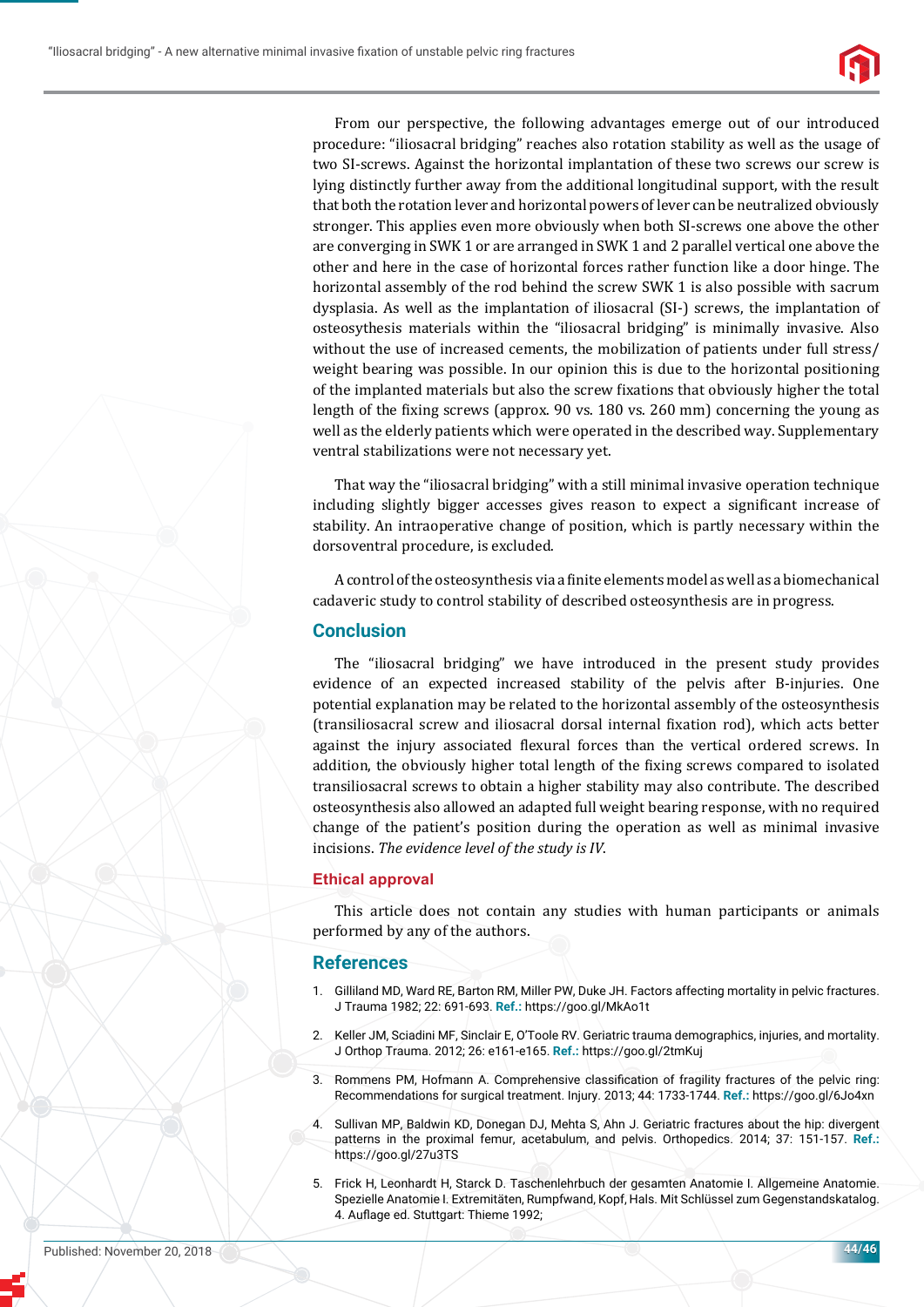From our perspective, the following advantages emerge out of our introduced procedure: "iliosacral bridging" reaches also rotation stability as well as the usage of two SI-screws. Against the horizontal implantation of these two screws our screw is lying distinctly further away from the additional longitudinal support, with the result that both the rotation lever and horizontal powers of lever can be neutralized obviously stronger. This applies even more obviously when both SI-screws one above the other are converging in SWK 1 or are arranged in SWK 1 and 2 parallel vertical one above the other and here in the case of horizontal forces rather function like a door hinge. The horizontal assembly of the rod behind the screw SWK 1 is also possible with sacrum dysplasia. As well as the implantation of iliosacral (SI-) screws, the implantation of osteosynthesis materials within the "iliosacral bridging" is minimally invasive. Also without the use of increased cements, the mobilization of patients under full stress/weight bearing was possible. In our opinion this is due to the horizontal positioning of the implanted materials but also the screw fixations that obviously higher the total length of the fixing screws (approx. 90 vs. 180 vs. 260 mm) concerning the young as well as the elderly patients which were operated in the described way. Supplementary ventral stabilizations were not necessary yet.

That way the "iliosacral bridging" with a still minimal invasive operation technique including slightly bigger accesses gives reason to expect a significant increase of stability. An intraoperative change of position, which is partly necessary within the dorsoventral procedure, is excluded.

A control of the osteosynthesis via a finite elements model as well as a biomechanical cadaveric study to control stability of described osteosynthesis are in progress.

## Conclusion

The "iliosacral bridging" we have introduced in the present study provides evidence of an expected increased stability of the pelvis after B-injuries. One potential explanation may be related to the horizontal assembly of the osteosynthesis (transiliosacral screw and iliosacral dorsal internal fixation rod), which acts better against the injury associated flexural forces than the vertical ordered screws. In addition, the obviously higher total length of the fixing screws compared to isolated transiliosacral screws to obtain a higher stability may also contribute. The described osteosynthesis also allowed an adapted full weight bearing response, with no required change of the patient's position during the operation as well as minimal invasive incisions. *The evidence level of the study is IV.*

## Ethical approval

This article does not contain any studies with human participants or animals performed by any of the authors.

## References

1. Gilliland MD, Ward RE, Barton RM, Miller PW, Duke JH. Factors affecting mortality in pelvic fractures. J Trauma 1982; 22: 691-693. **Ref.:** https://goo.gl/MkAo1t
2. Keller JM, Sciadini MF, Sinclair E, O'Toole RV. Geriatric trauma demographics, injuries, and mortality. J Orthop Trauma. 2012; 26: e161-e165. **Ref.:** https://goo.gl/2tmKuj
3. Rommens PM, Hofmann A. Comprehensive classification of fragility fractures of the pelvic ring: Recommendations for surgical treatment. Injury. 2013; 44: 1733-1744. **Ref.:** https://goo.gl/6Jo4xn
4. Sullivan MP, Baldwin KD, Donegan DJ, Mehta S, Ahn J. Geriatric fractures about the hip: divergent patterns in the proximal femur, acetabulum, and pelvis. Orthopedics. 2014; 37: 151-157. **Ref.:** https://goo.gl/27u3TS
5. Frick H, Leonhardt H, Starck D. Taschenlehrbuch der gesamten Anatomie I. Allgemeine Anatomie. Spezielle Anatomie I. Extremitäten, Rumpfwand, Kopf, Hals. Mit Schlüssel zum Gegenstandskatalog. 4. Auflage ed. Stuttgart: Thieme 1992;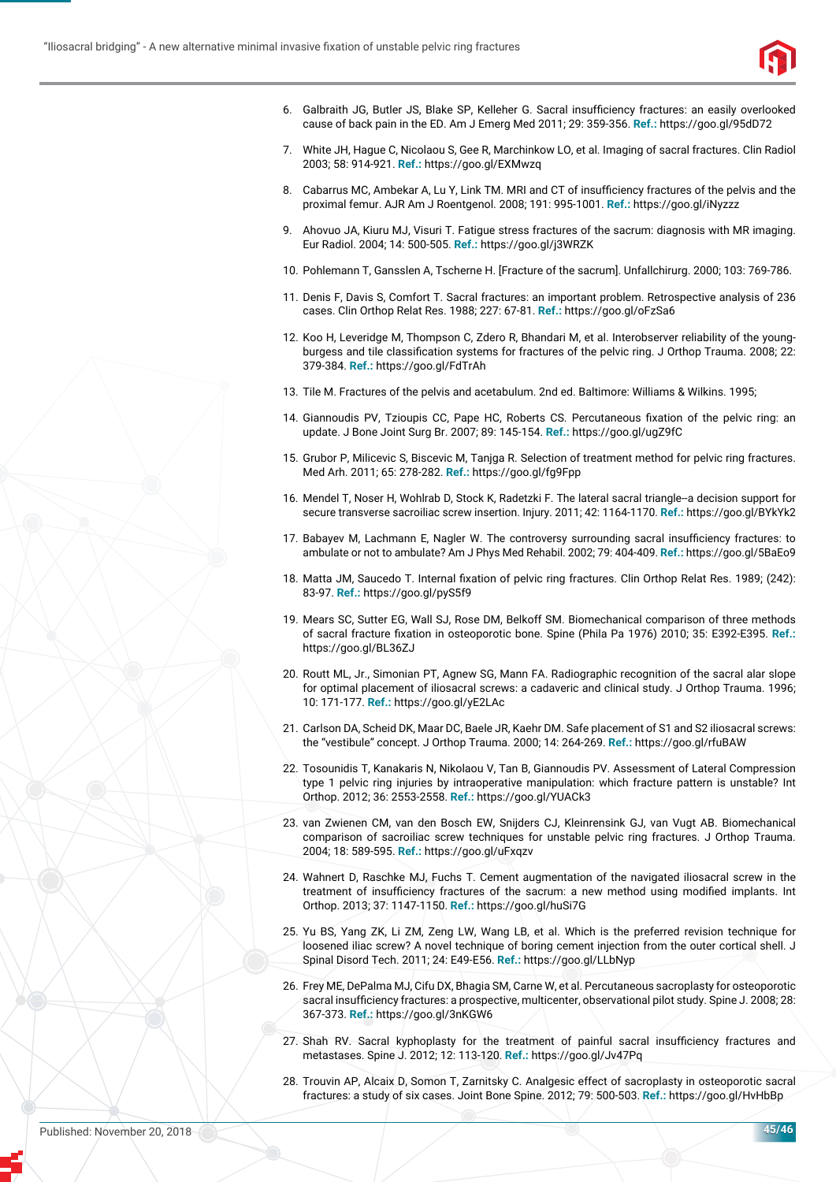6. Galbraith JG, Butler JS, Blake SP, Kelleher G. Sacral insufficiency fractures: an easily overlooked cause of back pain in the ED. Am J Emerg Med 2011; 29: 359-356. **Ref.:** https://goo.gl/95dD72

7. White JH, Hague C, Nicolaou S, Gee R, Marchinkow LO, et al. Imaging of sacral fractures. Clin Radiol 2003; 58: 914-921. **Ref.:** https://goo.gl/EXMwzq

8. Cabarrus MC, Ambekar A, Lu Y, Link TM. MRI and CT of insufficiency fractures of the pelvis and the proximal femur. AJR Am J Roentgenol. 2008; 191: 995-1001. **Ref.:** https://goo.gl/iNyzzz

9. Ahovuo JA, Kiuru MJ, Visuri T. Fatigue stress fractures of the sacrum: diagnosis with MR imaging. Eur Radiol. 2004; 14: 500-505. **Ref.:** https://goo.gl/j3WRZK

10. Pohlemann T, Gansslen A, Tscherne H. [Fracture of the sacrum]. Unfallchirurg. 2000; 103: 769-786.

11. Denis F, Davis S, Comfort T. Sacral fractures: an important problem. Retrospective analysis of 236 cases. Clin Orthop Relat Res. 1988; 227: 67-81. **Ref.:** https://goo.gl/oFzSa6

12. Koo H, Leveridge M, Thompson C, Zdero R, Bhandari M, et al. Interobserver reliability of the young-burgess and tile classification systems for fractures of the pelvic ring. J Orthop Trauma. 2008; 22: 379-384. **Ref.:** https://goo.gl/FdTrAh

13. Tile M. Fractures of the pelvis and acetabulum. 2nd ed. Baltimore: Williams & Wilkins. 1995;

14. Giannoudis PV, Tzioupis CC, Pape HC, Roberts CS. Percutaneous fixation of the pelvic ring: an update. J Bone Joint Surg Br. 2007; 89: 145-154. **Ref.:** https://goo.gl/ugZ9fC

15. Grubor P, Milicevic S, Biscevic M, Tanjga R. Selection of treatment method for pelvic ring fractures. Med Arh. 2011; 65: 278-282. **Ref.:** https://goo.gl/fg9Fpp

16. Mendel T, Noser H, Wohlrab D, Stock K, Radetzki F. The lateral sacral triangle--a decision support for secure transverse sacroiliac screw insertion. Injury. 2011; 42: 1164-1170. **Ref.:** https://goo.gl/BYkYk2

17. Babayev M, Lachmann E, Nagler W. The controversy surrounding sacral insufficiency fractures: to ambulate or not to ambulate? Am J Phys Med Rehabil. 2002; 79: 404-409. **Ref.:** https://goo.gl/5BaEo9

18. Matta JM, Saucedo T. Internal fixation of pelvic ring fractures. Clin Orthop Relat Res. 1989; (242): 83-97. **Ref.:** https://goo.gl/pyS5f9

19. Mears SC, Sutter EG, Wall SJ, Rose DM, Belkoff SM. Biomechanical comparison of three methods of sacral fracture fixation in osteoporotic bone. Spine (Phila Pa 1976) 2010; 35: E392-E395. **Ref.:** https://goo.gl/BL36ZJ

20. Routt ML, Jr., Simonian PT, Agnew SG, Mann FA. Radiographic recognition of the sacral alar slope for optimal placement of iliosacral screws: a cadaveric and clinical study. J Orthop Trauma. 1996; 10: 171-177. **Ref.:** https://goo.gl/yE2LAc

21. Carlson DA, Scheid DK, Maar DC, Baele JR, Kaehr DM. Safe placement of S1 and S2 iliosacral screws: the "vestibule" concept. J Orthop Trauma. 2000; 14: 264-269. **Ref.:** https://goo.gl/rfuBAW

22. Tosounidis T, Kanakaris N, Nikolaou V, Tan B, Giannoudis PV. Assessment of Lateral Compression type 1 pelvic ring injuries by intraoperative manipulation: which fracture pattern is unstable? Int Orthop. 2012; 36: 2553-2558. **Ref.:** https://goo.gl/YUACk3

23. van Zwienen CM, van den Bosch EW, Snijders CJ, Kleinrensink GJ, van Vugt AB. Biomechanical comparison of sacroiliac screw techniques for unstable pelvic ring fractures. J Orthop Trauma. 2004; 18: 589-595. **Ref.:** https://goo.gl/uFxqzv

24. Wahnert D, Raschke MJ, Fuchs T. Cement augmentation of the navigated iliosacral screw in the treatment of insufficiency fractures of the sacrum: a new method using modified implants. Int Orthop. 2013; 37: 1147-1150. **Ref.:** https://goo.gl/huSi7G

25. Yu BS, Yang ZK, Li ZM, Zeng LW, Wang LB, et al. Which is the preferred revision technique for loosened iliac screw? A novel technique of boring cement injection from the outer cortical shell. J Spinal Disord Tech. 2011; 24: E49-E56. **Ref.:** https://goo.gl/LLbNyp

26. Frey ME, DePalma MJ, Cifu DX, Bhagia SM, Carne W, et al. Percutaneous sacroplasty for osteoporotic sacral insufficiency fractures: a prospective, multicenter, observational pilot study. Spine J. 2008; 28: 367-373. **Ref.:** https://goo.gl/3nKGW6

27. Shah RV. Sacral kyphoplasty for the treatment of painful sacral insufficiency fractures and metastases. Spine J. 2012; 12: 113-120. **Ref.:** https://goo.gl/Jv47Pq

28. Trouvin AP, Alcaix D, Somon T, Zarnitsky C. Analgesic effect of sacroplasty in osteoporotic sacral fractures: a study of six cases. Joint Bone Spine. 2012; 79: 500-503. **Ref.:** https://goo.gl/HvHbBp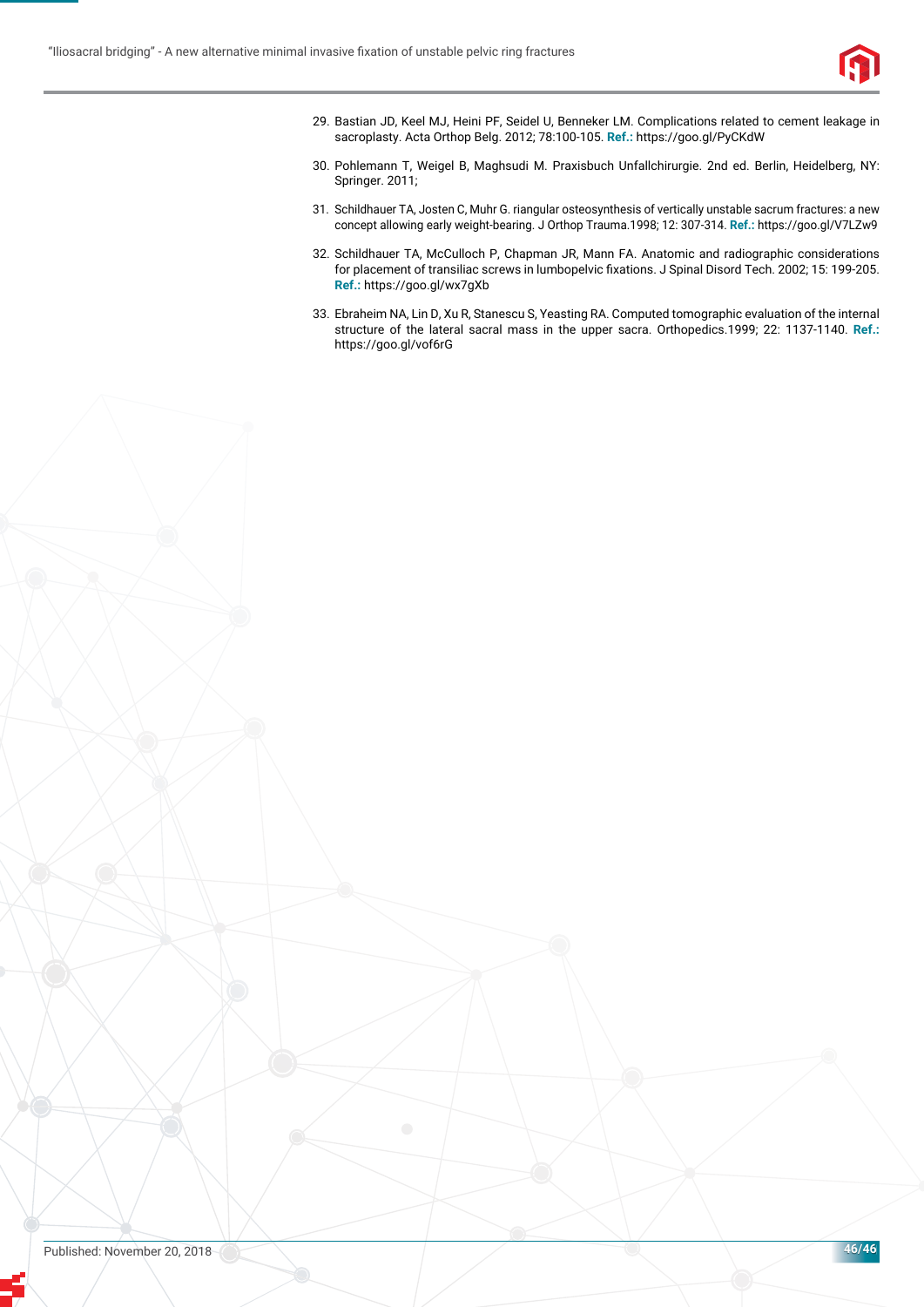29. Bastian JD, Keel MJ, Heini PF, Seidel U, Benneker LM. Complications related to cement leakage in sacroplasty. Acta Orthop Belg. 2012; 78:100-105. **Ref.:** https://goo.gl/PyCKdW

30. Pohlemann T, Weigel B, Maghsudi M. Praxisbuch Unfallchirurgie. 2nd ed. Berlin, Heidelberg, NY: Springer. 2011;

31. Schildhauer TA, Josten C, Muhr G. riangular osteosynthesis of vertically unstable sacrum fractures: a new concept allowing early weight-bearing. J Orthop Trauma.1998; 12: 307-314. **Ref.:** https://goo.gl/V7LZw9

32. Schildhauer TA, McCulloch P, Chapman JR, Mann FA. Anatomic and radiographic considerations for placement of transiliac screws in lumbopelvic fixations. J Spinal Disord Tech. 2002; 15: 199-205. **Ref.:** https://goo.gl/wx7gXb

33. Ebraheim NA, Lin D, Xu R, Stanescu S, Yeasting RA. Computed tomographic evaluation of the internal structure of the lateral sacral mass in the upper sacra. Orthopedics.1999; 22: 1137-1140. **Ref.:** https://goo.gl/vof6rG